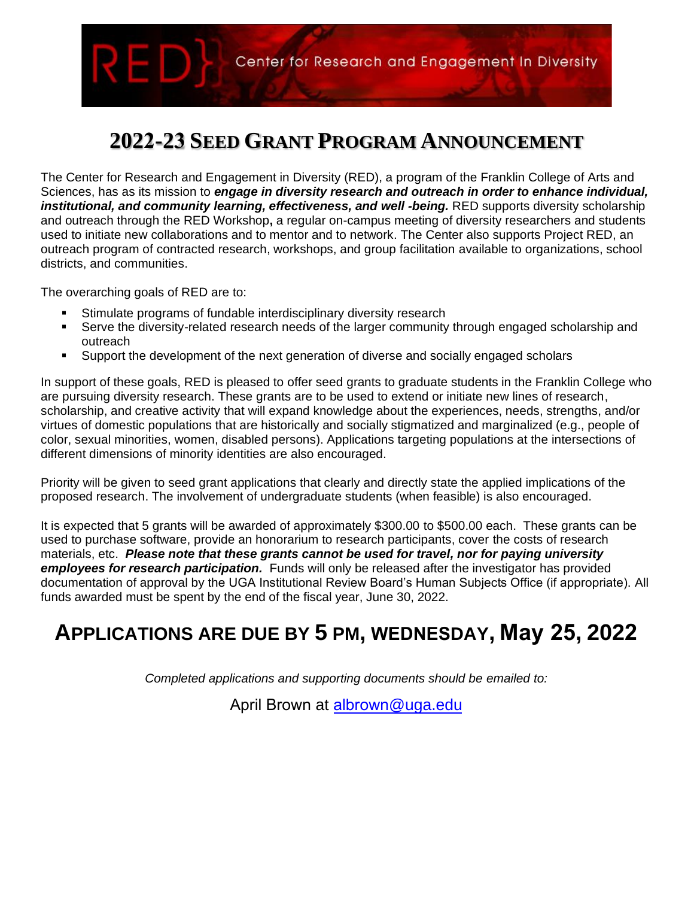RED} Center for Research and Engagement In Diversity

# 2022-23 SEED GRANT PROGRAM ANNOUNCEMENT

The Center for Research and Engagement in Diversity (RED), a program of the Franklin College of Arts and Sciences, has as its mission to ***engage in diversity research and outreach in order to enhance individual, institutional, and community learning, effectiveness, and well -being.*** RED supports diversity scholarship and outreach through the RED Workshop**,** a regular on-campus meeting of diversity researchers and students used to initiate new collaborations and to mentor and to network. The Center also supports Project RED, an outreach program of contracted research, workshops, and group facilitation available to organizations, school districts, and communities.

The overarching goals of RED are to:

- Stimulate programs of fundable interdisciplinary diversity research
- Serve the diversity-related research needs of the larger community through engaged scholarship and outreach
- Support the development of the next generation of diverse and socially engaged scholars

In support of these goals, RED is pleased to offer seed grants to graduate students in the Franklin College who are pursuing diversity research. These grants are to be used to extend or initiate new lines of research, scholarship, and creative activity that will expand knowledge about the experiences, needs, strengths, and/or virtues of domestic populations that are historically and socially stigmatized and marginalized (e.g., people of color, sexual minorities, women, disabled persons). Applications targeting populations at the intersections of different dimensions of minority identities are also encouraged.

Priority will be given to seed grant applications that clearly and directly state the applied implications of the proposed research. The involvement of undergraduate students (when feasible) is also encouraged.

It is expected that 5 grants will be awarded of approximately $300.00 to $500.00 each. These grants can be used to purchase software, provide an honorarium to research participants, cover the costs of research materials, etc. ***Please note that these grants cannot be used for travel, nor for paying university employees for research participation.*** Funds will only be released after the investigator has provided documentation of approval by the UGA Institutional Review Board's Human Subjects Office (if appropriate). All funds awarded must be spent by the end of the fiscal year, June 30, 2022.

## APPLICATIONS ARE DUE BY 5 PM, WEDNESDAY, May 25, 2022

*Completed applications and supporting documents should be emailed to:*

April Brown at albrown@uga.edu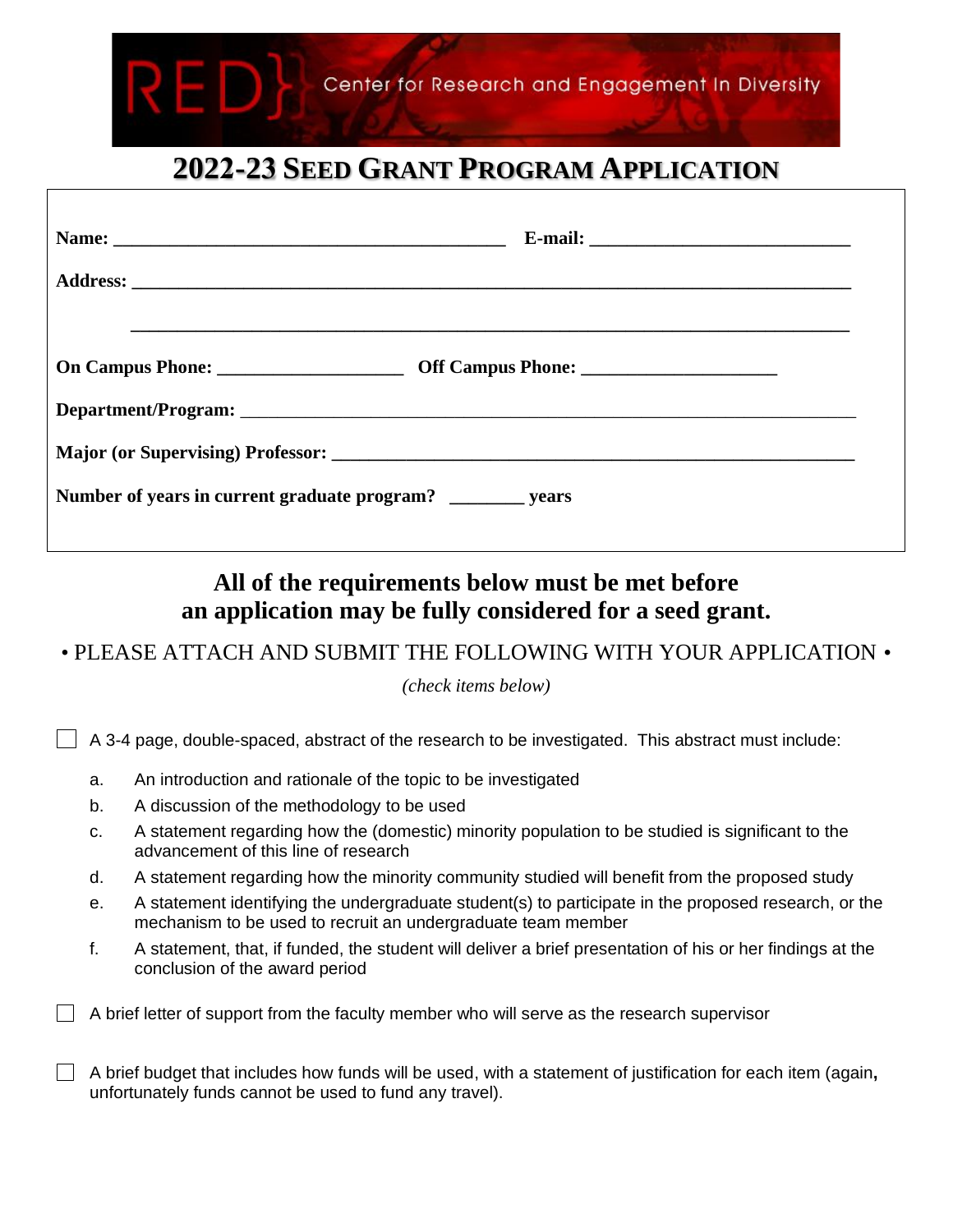RED} Center for Research and Engagement In Diversity

# 2022-23 SEED GRANT PROGRAM APPLICATION

**Name:** ________________________________________ **E-mail:** ___________________________

**Address:** ___________________________________________________________________________

___________________________________________________________________________

**On Campus Phone:** ___________________ **Off Campus Phone:** ____________________

**Department/Program:** _________________________________________________________________

**Major (or Supervising) Professor:** _______________________________________________________

**Number of years in current graduate program?** ________ **years**

## All of the requirements below must be met before an application may be fully considered for a seed grant.

• PLEASE ATTACH AND SUBMIT THE FOLLOWING WITH YOUR APPLICATION •

*(check items below)*

- [ ] A 3-4 page, double-spaced, abstract of the research to be investigated. This abstract must include:
  - a. An introduction and rationale of the topic to be investigated
  - b. A discussion of the methodology to be used
  - c. A statement regarding how the (domestic) minority population to be studied is significant to the advancement of this line of research
  - d. A statement regarding how the minority community studied will benefit from the proposed study
  - e. A statement identifying the undergraduate student(s) to participate in the proposed research, or the mechanism to be used to recruit an undergraduate team member
  - f. A statement, that, if funded, the student will deliver a brief presentation of his or her findings at the conclusion of the award period
- [ ] A brief letter of support from the faculty member who will serve as the research supervisor
- [ ] A brief budget that includes how funds will be used, with a statement of justification for each item (again, unfortunately funds cannot be used to fund any travel).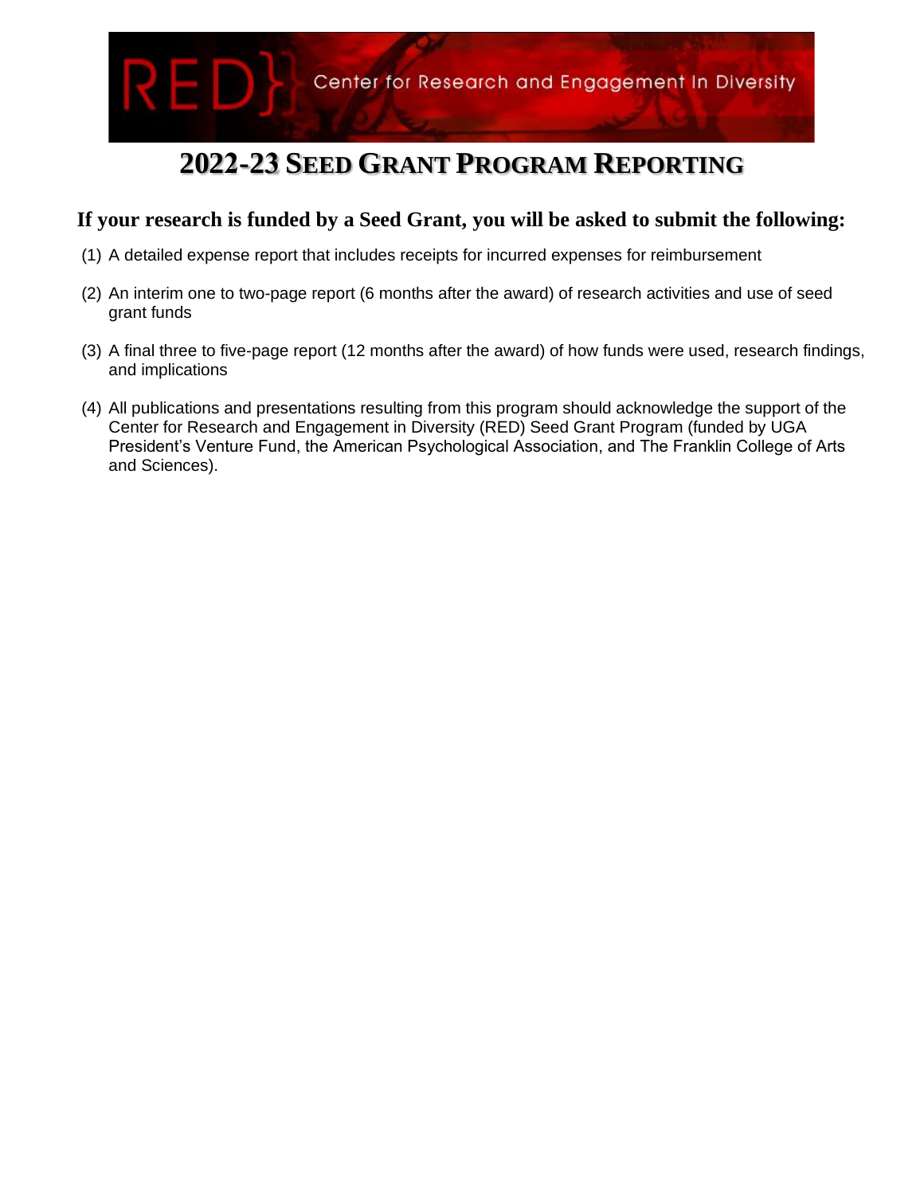RED} Center for Research and Engagement In Diversity

# 2022-23 Seed Grant Program Reporting

**If your research is funded by a Seed Grant, you will be asked to submit the following:**

(1) A detailed expense report that includes receipts for incurred expenses for reimbursement

(2) An interim one to two-page report (6 months after the award) of research activities and use of seed grant funds

(3) A final three to five-page report (12 months after the award) of how funds were used, research findings, and implications

(4) All publications and presentations resulting from this program should acknowledge the support of the Center for Research and Engagement in Diversity (RED) Seed Grant Program (funded by UGA President's Venture Fund, the American Psychological Association, and The Franklin College of Arts and Sciences).